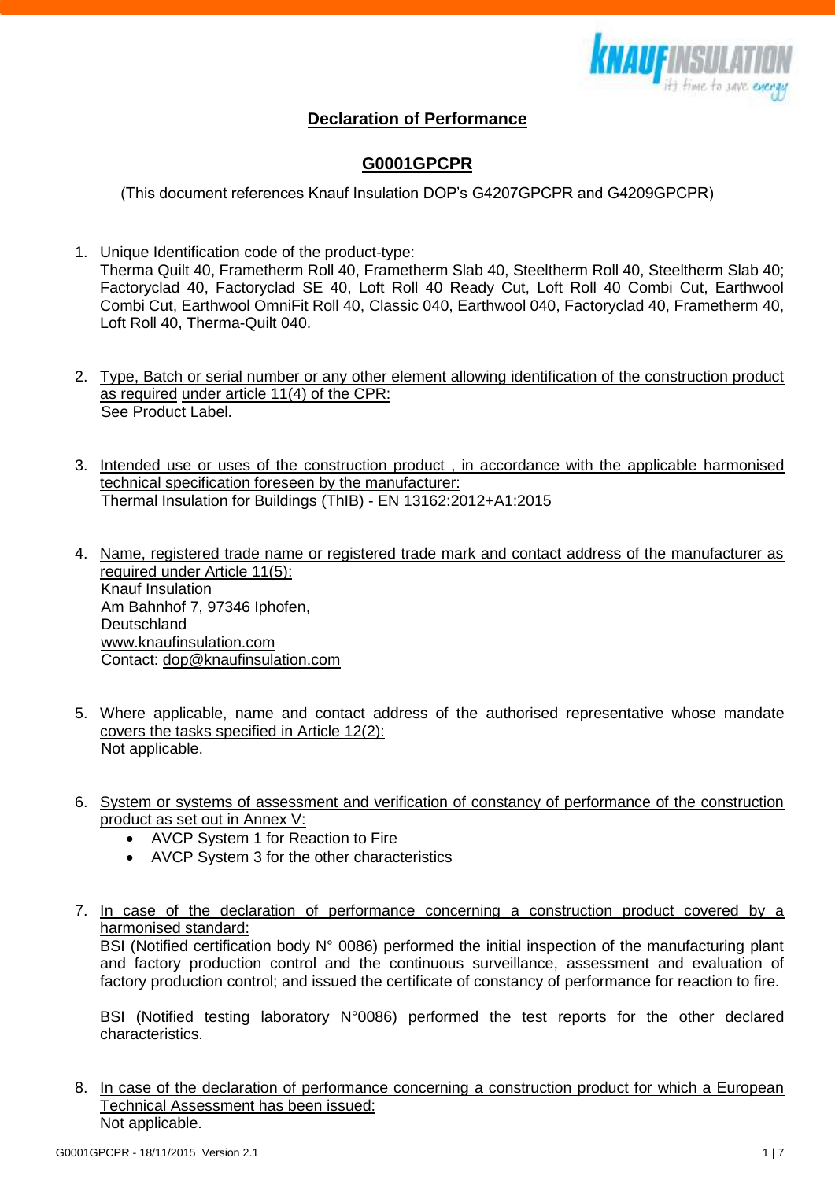# Declaration of Performance

## G0001GPCPR

(This document references Knauf Insulation DOP's G4207GPCPR and G4209GPCPR)

1. Unique Identification code of the product-type:
   Therma Quilt 40, Frametherm Roll 40, Frametherm Slab 40, Steeltherm Roll 40, Steeltherm Slab 40; Factoryclad 40, Factoryclad SE 40, Loft Roll 40 Ready Cut, Loft Roll 40 Combi Cut, Earthwool Combi Cut, Earthwool OmniFit Roll 40, Classic 040, Earthwool 040, Factoryclad 40, Frametherm 40, Loft Roll 40, Therma-Quilt 040.

2. Type, Batch or serial number or any other element allowing identification of the construction product as required under article 11(4) of the CPR:
   See Product Label.

3. Intended use or uses of the construction product , in accordance with the applicable harmonised technical specification foreseen by the manufacturer:
   Thermal Insulation for Buildings (ThIB) - EN 13162:2012+A1:2015

4. Name, registered trade name or registered trade mark and contact address of the manufacturer as required under Article 11(5):
   Knauf Insulation
   Am Bahnhof 7, 97346 Iphofen,
   Deutschland
   www.knaufinsulation.com
   Contact: dop@knaufinsulation.com

5. Where applicable, name and contact address of the authorised representative whose mandate covers the tasks specified in Article 12(2):
   Not applicable.

6. System or systems of assessment and verification of constancy of performance of the construction product as set out in Annex V:
   - AVCP System 1 for Reaction to Fire
   - AVCP System 3 for the other characteristics

7. In case of the declaration of performance concerning a construction product covered by a harmonised standard:
   BSI (Notified certification body N° 0086) performed the initial inspection of the manufacturing plant and factory production control and the continuous surveillance, assessment and evaluation of factory production control; and issued the certificate of constancy of performance for reaction to fire.

   BSI (Notified testing laboratory N°0086) performed the test reports for the other declared characteristics.

8. In case of the declaration of performance concerning a construction product for which a European Technical Assessment has been issued:
   Not applicable.

G0001GPCPR - 18/11/2015 Version 2.1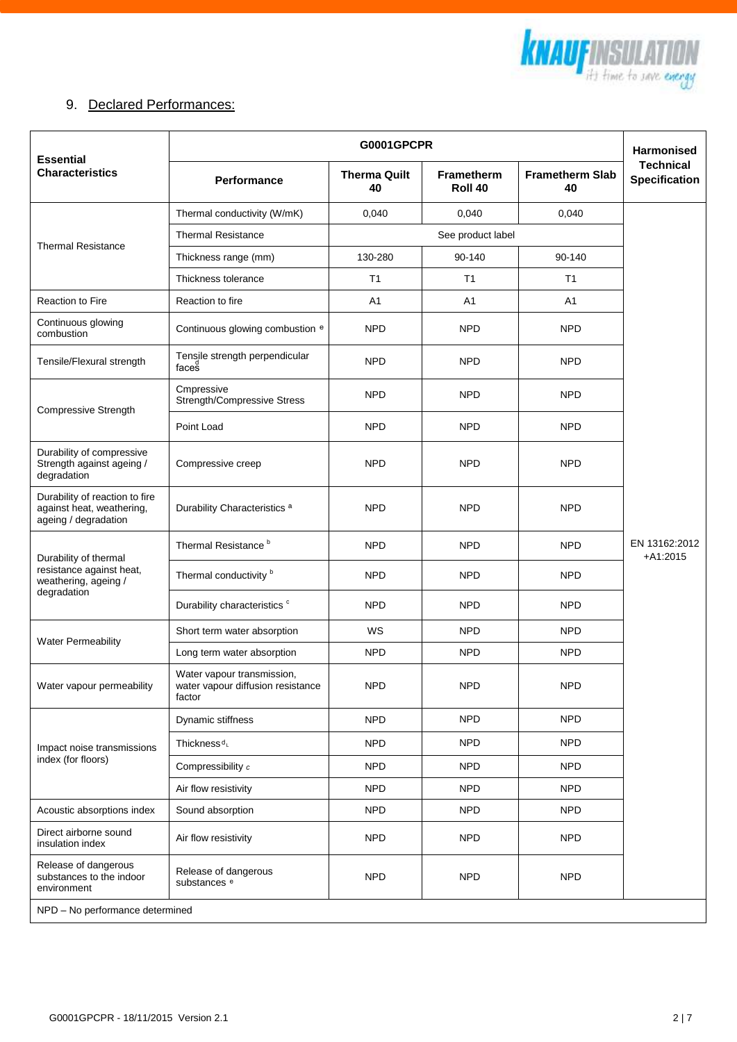## 9. Declared Performances:

| Essential Characteristics | G0001GPCPR | | | | Harmonised Technical Specification |
|---|---|---|---|---|---|
| | Performance | Therma Quilt 40 | Frametherm Roll 40 | Frametherm Slab 40 | |
| Thermal Resistance | Thermal conductivity (W/mK) | 0,040 | 0,040 | 0,040 | EN 13162:2012 +A1:2015 |
| | Thermal Resistance | See product label | | | |
| | Thickness range (mm) | 130-280 | 90-140 | 90-140 | |
| | Thickness tolerance | T1 | T1 | T1 | |
| Reaction to Fire | Reaction to fire | A1 | A1 | A1 | |
| Continuous glowing combustion | Continuous glowing combustion [e] | NPD | NPD | NPD | |
| Tensile/Flexural strength | Tensile strength perpendicular faces [d] | NPD | NPD | NPD | |
| Compressive Strength | Cmpressive Strength/Compressive Stress | NPD | NPD | NPD | |
| | Point Load | NPD | NPD | NPD | |
| Durability of compressive Strength against ageing / degradation | Compressive creep | NPD | NPD | NPD | |
| Durability of reaction to fire against heat, weathering, ageing / degradation | Durability Characteristics [a] | NPD | NPD | NPD | |
| Durability of thermal resistance against heat, weathering, ageing / degradation | Thermal Resistance [b] | NPD | NPD | NPD | |
| | Thermal conductivity [b] | NPD | NPD | NPD | |
| | Durability characteristics [c] | NPD | NPD | NPD | |
| Water Permeability | Short term water absorption | WS | NPD | NPD | |
| | Long term water absorption | NPD | NPD | NPD | |
| Water vapour permeability | Water vapour transmission, water vapour diffusion resistance factor | NPD | NPD | NPD | |
| Impact noise transmissions index (for floors) | Dynamic stiffness | NPD | NPD | NPD | |
| | Thickness $d_L$ | NPD | NPD | NPD | |
| | Compressibility $c$ | NPD | NPD | NPD | |
| | Air flow resistivity | NPD | NPD | NPD | |
| Acoustic absorptions index | Sound absorption | NPD | NPD | NPD | |
| Direct airborne sound insulation index | Air flow resistivity | NPD | NPD | NPD | |
| Release of dangerous substances to the indoor environment | Release of dangerous substances [e] | NPD | NPD | NPD | |
| NPD – No performance determined | | | | | |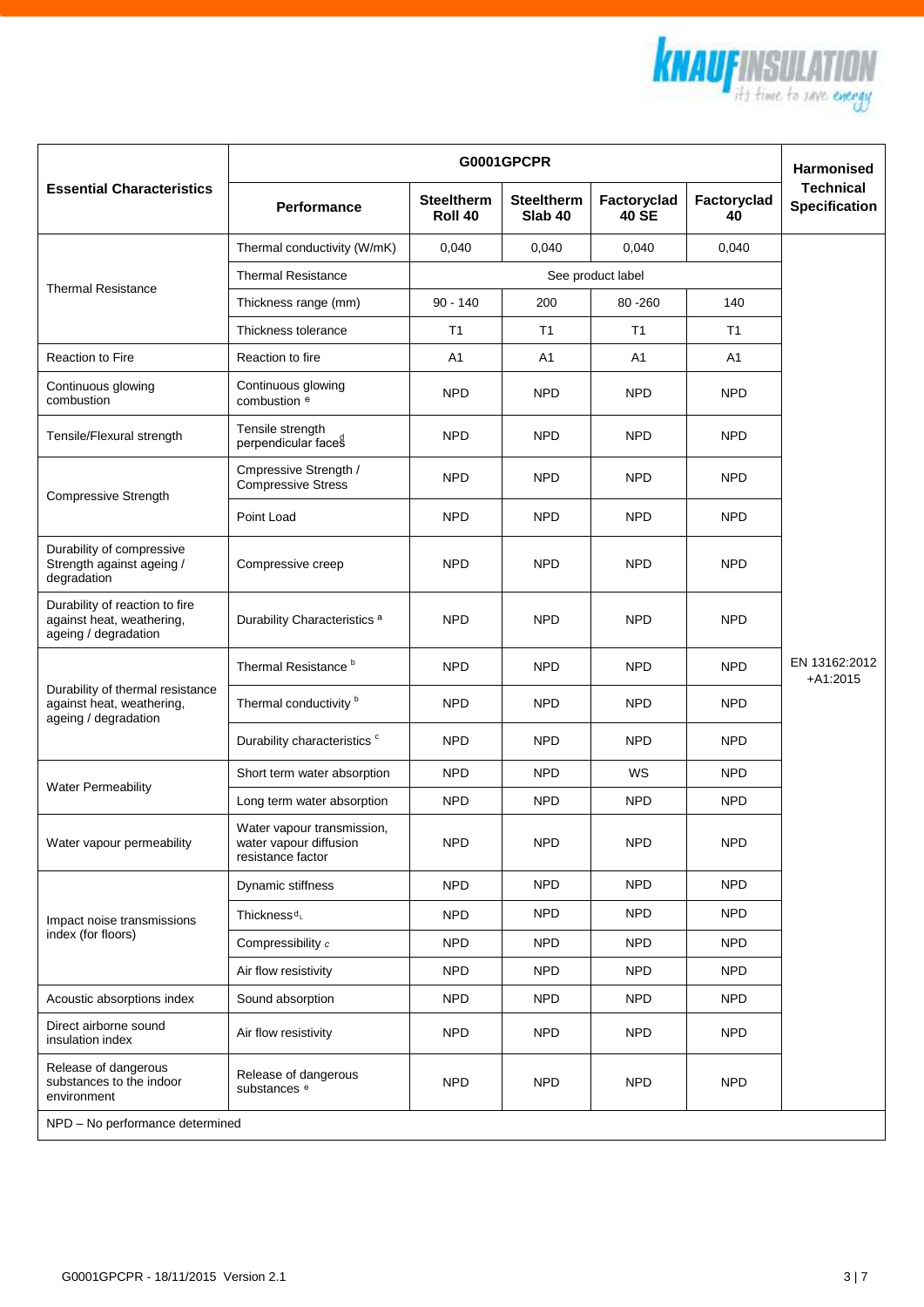| Essential Characteristics | G0001GPCPR | | | | | Harmonised Technical Specification |
|---|---|---|---|---|---|---|
| | Performance | Steeltherm Roll 40 | Steeltherm Slab 40 | Factoryclad 40 SE | Factoryclad 40 | |
| Thermal Resistance | Thermal conductivity (W/mK) | 0,040 | 0,040 | 0,040 | 0,040 | EN 13162:2012 +A1:2015 |
| | Thermal Resistance | See product label | | | | |
| | Thickness range (mm) | 90 - 140 | 200 | 80 -260 | 140 | |
| | Thickness tolerance | T1 | T1 | T1 | T1 | |
| Reaction to Fire | Reaction to fire | A1 | A1 | A1 | A1 | |
| Continuous glowing combustion | Continuous glowing combustion [e] | NPD | NPD | NPD | NPD | |
| Tensile/Flexural strength | Tensile strength perpendicular faces [d] | NPD | NPD | NPD | NPD | |
| Compressive Strength | Cmpressive Strength / Compressive Stress | NPD | NPD | NPD | NPD | |
| | Point Load | NPD | NPD | NPD | NPD | |
| Durability of compressive Strength against ageing / degradation | Compressive creep | NPD | NPD | NPD | NPD | |
| Durability of reaction to fire against heat, weathering, ageing / degradation | Durability Characteristics [a] | NPD | NPD | NPD | NPD | |
| Durability of thermal resistance against heat, weathering, ageing / degradation | Thermal Resistance [b] | NPD | NPD | NPD | NPD | |
| | Thermal conductivity [b] | NPD | NPD | NPD | NPD | |
| | Durability characteristics [c] | NPD | NPD | NPD | NPD | |
| Water Permeability | Short term water absorption | NPD | NPD | WS | NPD | |
| | Long term water absorption | NPD | NPD | NPD | NPD | |
| Water vapour permeability | Water vapour transmission, water vapour diffusion resistance factor | NPD | NPD | NPD | NPD | |
| Impact noise transmissions index (for floors) | Dynamic stiffness | NPD | NPD | NPD | NPD | |
| | Thickness $d_L$ | NPD | NPD | NPD | NPD | |
| | Compressibility c | NPD | NPD | NPD | NPD | |
| | Air flow resistivity | NPD | NPD | NPD | NPD | |
| Acoustic absorptions index | Sound absorption | NPD | NPD | NPD | NPD | |
| Direct airborne sound insulation index | Air flow resistivity | NPD | NPD | NPD | NPD | |
| Release of dangerous substances to the indoor environment | Release of dangerous substances [e] | NPD | NPD | NPD | NPD | |

NPD – No performance determined

G0001GPCPR - 18/11/2015 Version 2.1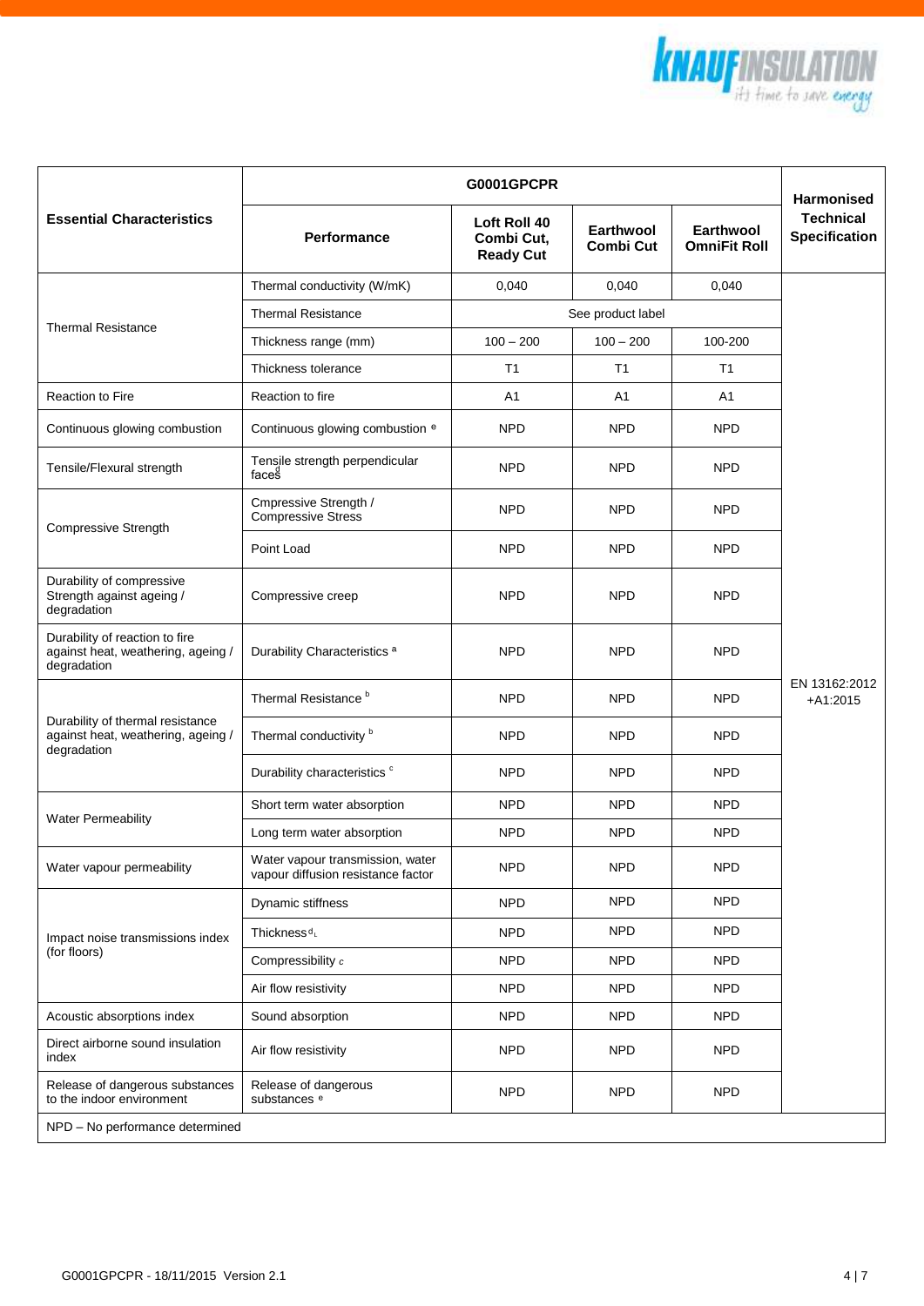| Essential Characteristics | Performance | G0001GPCPR | | | Harmonised Technical Specification |
|---|---|---|---|---|---|
| | | Loft Roll 40 Combi Cut, Ready Cut | Earthwool Combi Cut | Earthwool OmniFit Roll | |
| Thermal Resistance | Thermal conductivity (W/mK) | 0,040 | 0,040 | 0,040 | EN 13162:2012 +A1:2015 |
| | Thermal Resistance | See product label | | | |
| | Thickness range (mm) | 100 – 200 | 100 – 200 | 100-200 | |
| | Thickness tolerance | T1 | T1 | T1 | |
| Reaction to Fire | Reaction to fire | A1 | A1 | A1 | |
| Continuous glowing combustion | Continuous glowing combustion [e] | NPD | NPD | NPD | |
| Tensile/Flexural strength | Tensile strength perpendicular faces [d] | NPD | NPD | NPD | |
| Compressive Strength | Cmpressive Strength / Compressive Stress | NPD | NPD | NPD | |
| | Point Load | NPD | NPD | NPD | |
| Durability of compressive Strength against ageing / degradation | Compressive creep | NPD | NPD | NPD | |
| Durability of reaction to fire against heat, weathering, ageing / degradation | Durability Characteristics [a] | NPD | NPD | NPD | |
| Durability of thermal resistance against heat, weathering, ageing / degradation | Thermal Resistance [b] | NPD | NPD | NPD | |
| | Thermal conductivity [b] | NPD | NPD | NPD | |
| | Durability characteristics [c] | NPD | NPD | NPD | |
| Water Permeability | Short term water absorption | NPD | NPD | NPD | |
| | Long term water absorption | NPD | NPD | NPD | |
| Water vapour permeability | Water vapour transmission, water vapour diffusion resistance factor | NPD | NPD | NPD | |
| Impact noise transmissions index (for floors) | Dynamic stiffness | NPD | NPD | NPD | |
| | Thickness $d_L$ | NPD | NPD | NPD | |
| | Compressibility $c$ | NPD | NPD | NPD | |
| | Air flow resistivity | NPD | NPD | NPD | |
| Acoustic absorptions index | Sound absorption | NPD | NPD | NPD | |
| Direct airborne sound insulation index | Air flow resistivity | NPD | NPD | NPD | |
| Release of dangerous substances to the indoor environment | Release of dangerous substances [e] | NPD | NPD | NPD | |

NPD – No performance determined

G0001GPCPR - 18/11/2015 Version 2.1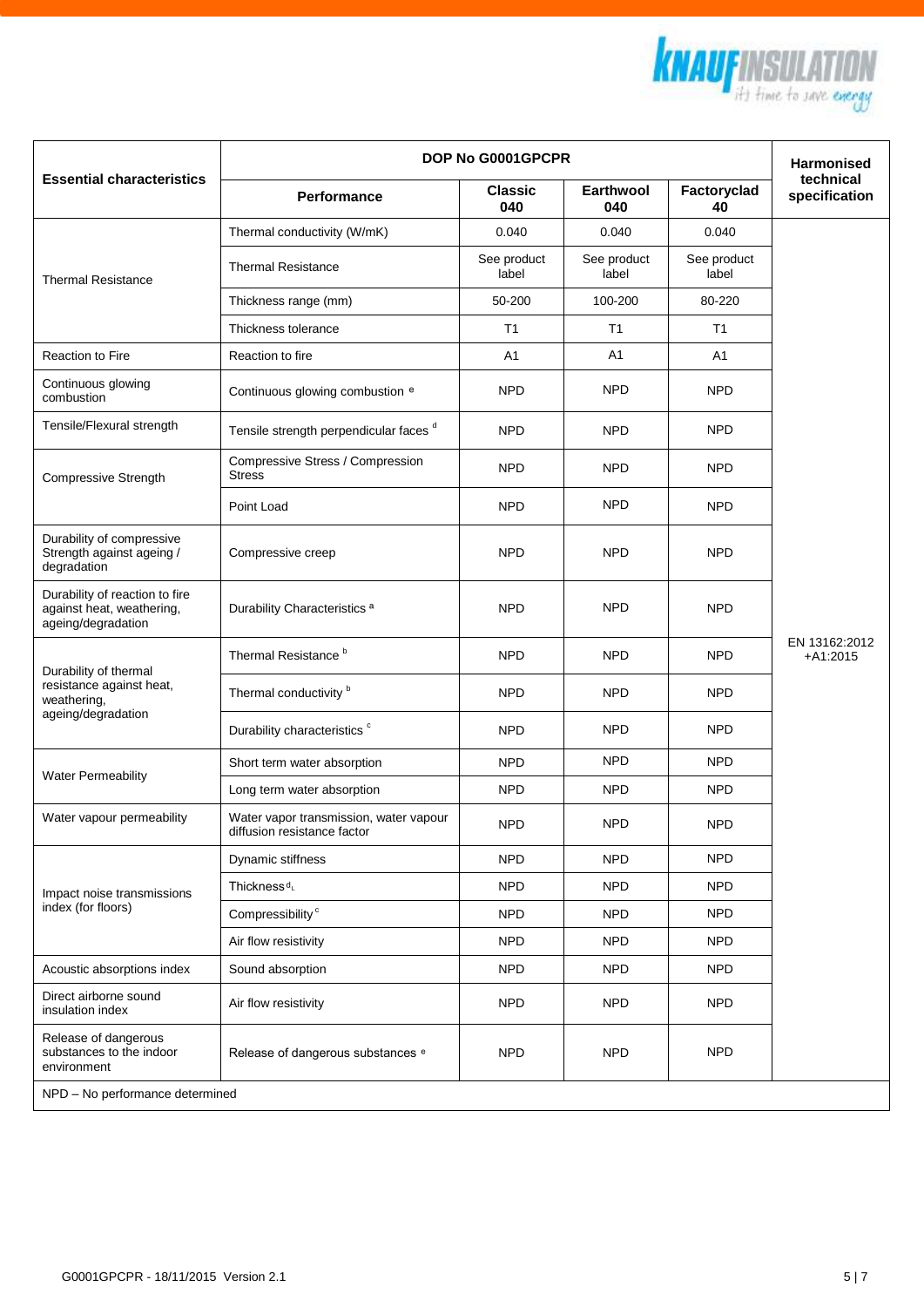| Essential characteristics | DOP No G0001GPCPR | | | | Harmonised technical specification |
|---|---|---|---|---|---|
| | Performance | Classic 040 | Earthwool 040 | Factoryclad 40 | |
| Thermal Resistance | Thermal conductivity (W/mK) | 0.040 | 0.040 | 0.040 | EN 13162:2012 +A1:2015 |
| | Thermal Resistance | See product label | See product label | See product label | |
| | Thickness range (mm) | 50-200 | 100-200 | 80-220 | |
| | Thickness tolerance | T1 | T1 | T1 | |
| Reaction to Fire | Reaction to fire | A1 | A1 | A1 | |
| Continuous glowing combustion | Continuous glowing combustion [e] | NPD | NPD | NPD | |
| Tensile/Flexural strength | Tensile strength perpendicular faces [d] | NPD | NPD | NPD | |
| Compressive Strength | Compressive Stress / Compression Stress | NPD | NPD | NPD | |
| | Point Load | NPD | NPD | NPD | |
| Durability of compressive Strength against ageing / degradation | Compressive creep | NPD | NPD | NPD | |
| Durability of reaction to fire against heat, weathering, ageing/degradation | Durability Characteristics [a] | NPD | NPD | NPD | |
| Durability of thermal resistance against heat, weathering, ageing/degradation | Thermal Resistance [b] | NPD | NPD | NPD | |
| | Thermal conductivity [b] | NPD | NPD | NPD | |
| | Durability characteristics [c] | NPD | NPD | NPD | |
| Water Permeability | Short term water absorption | NPD | NPD | NPD | |
| | Long term water absorption | NPD | NPD | NPD | |
| Water vapour permeability | Water vapor transmission, water vapour diffusion resistance factor | NPD | NPD | NPD | |
| Impact noise transmissions index (for floors) | Dynamic stiffness | NPD | NPD | NPD | |
| | Thickness $d_L$ | NPD | NPD | NPD | |
| | Compressibility [c] | NPD | NPD | NPD | |
| | Air flow resistivity | NPD | NPD | NPD | |
| Acoustic absorptions index | Sound absorption | NPD | NPD | NPD | |
| Direct airborne sound insulation index | Air flow resistivity | NPD | NPD | NPD | |
| Release of dangerous substances to the indoor environment | Release of dangerous substances [e] | NPD | NPD | NPD | |

NPD – No performance determined

G0001GPCPR - 18/11/2015 Version 2.1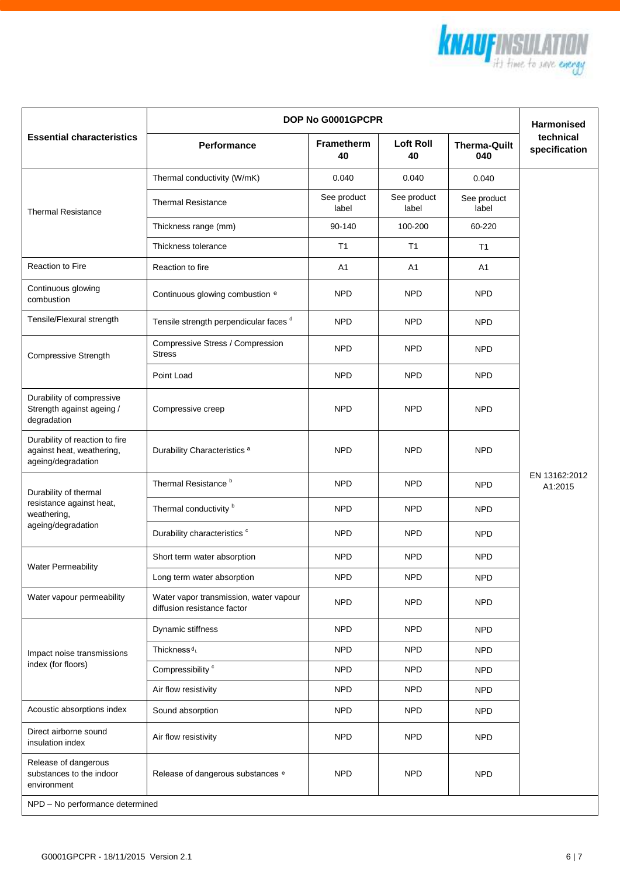| Essential characteristics | DOP No G0001GPCPR | | | | Harmonised technical specification |
|---|---|---|---|---|---|
| | **Performance** | **Frametherm 40** | **Loft Roll 40** | **Therma-Quilt 040** | |
| Thermal Resistance | Thermal conductivity (W/mK) | 0.040 | 0.040 | 0.040 | EN 13162:2012 A1:2015 |
| | Thermal Resistance | See product label | See product label | See product label | |
| | Thickness range (mm) | 90-140 | 100-200 | 60-220 | |
| | Thickness tolerance | T1 | T1 | T1 | |
| Reaction to Fire | Reaction to fire | A1 | A1 | A1 | |
| Continuous glowing combustion | Continuous glowing combustion [e] | NPD | NPD | NPD | |
| Tensile/Flexural strength | Tensile strength perpendicular faces [d] | NPD | NPD | NPD | |
| Compressive Strength | Compressive Stress / Compression Stress | NPD | NPD | NPD | |
| | Point Load | NPD | NPD | NPD | |
| Durability of compressive Strength against ageing / degradation | Compressive creep | NPD | NPD | NPD | |
| Durability of reaction to fire against heat, weathering, ageing/degradation | Durability Characteristics [a] | NPD | NPD | NPD | |
| Durability of thermal resistance against heat, weathering, ageing/degradation | Thermal Resistance [b] | NPD | NPD | NPD | |
| | Thermal conductivity [b] | NPD | NPD | NPD | |
| | Durability characteristics [c] | NPD | NPD | NPD | |
| Water Permeability | Short term water absorption | NPD | NPD | NPD | |
| | Long term water absorption | NPD | NPD | NPD | |
| Water vapour permeability | Water vapor transmission, water vapour diffusion resistance factor | NPD | NPD | NPD | |
| Impact noise transmissions index (for floors) | Dynamic stiffness | NPD | NPD | NPD | |
| | Thickness $d_L$ | NPD | NPD | NPD | |
| | Compressibility [c] | NPD | NPD | NPD | |
| | Air flow resistivity | NPD | NPD | NPD | |
| Acoustic absorptions index | Sound absorption | NPD | NPD | NPD | |
| Direct airborne sound insulation index | Air flow resistivity | NPD | NPD | NPD | |
| Release of dangerous substances to the indoor environment | Release of dangerous substances [e] | NPD | NPD | NPD | |
| NPD – No performance determined | | | | | |

G0001GPCPR - 18/11/2015 Version 2.1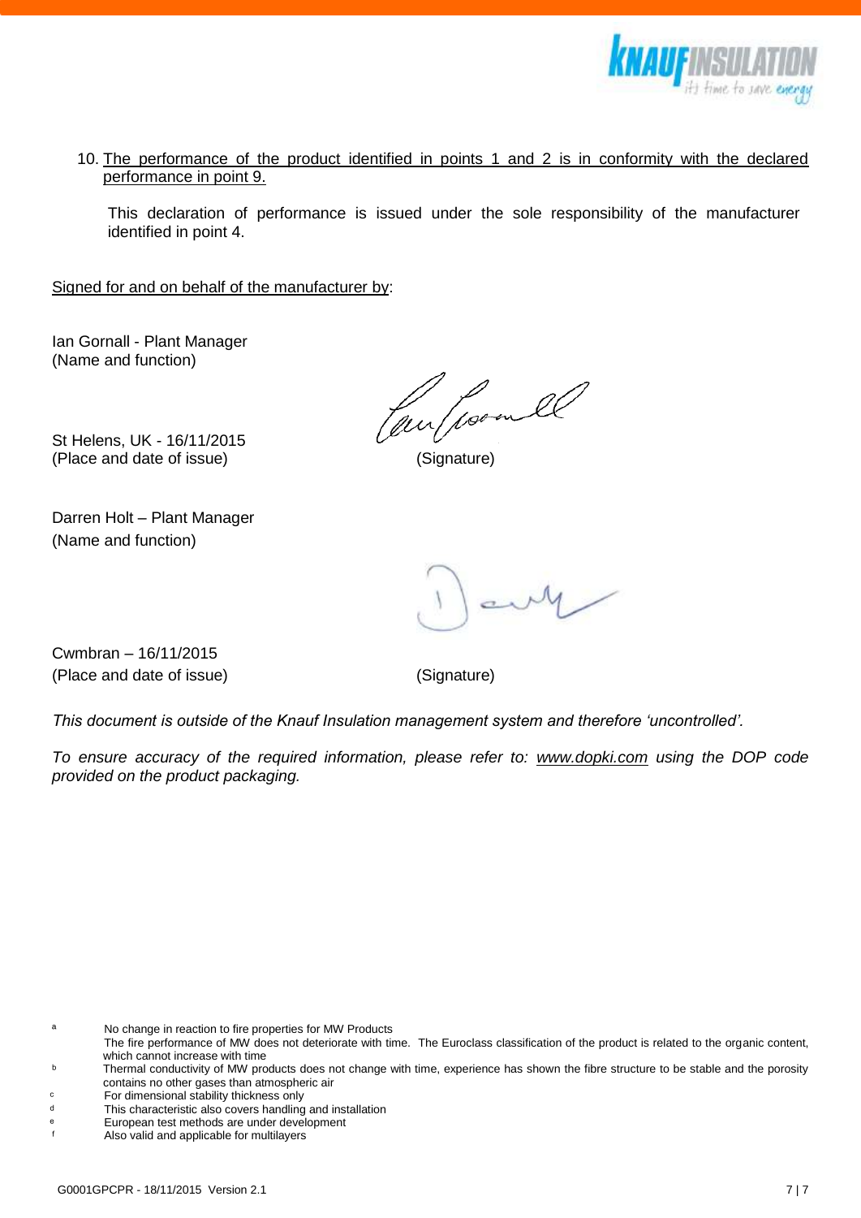10. <u>The performance of the product identified in points 1 and 2 is in conformity with the declared performance in point 9.</u>

    This declaration of performance is issued under the sole responsibility of the manufacturer identified in point 4.

<u>Signed for and on behalf of the manufacturer by</u>:

Ian Gornall - Plant Manager
(Name and function)

St Helens, UK - 16/11/2015
(Place and date of issue)

(Signature)

Darren Holt – Plant Manager
(Name and function)

Cwmbran – 16/11/2015
(Place and date of issue)

(Signature)

*This document is outside of the Knauf Insulation management system and therefore 'uncontrolled'.*

*To ensure accuracy of the required information, please refer to: <u>www.dopki.com</u> using the DOP code provided on the product packaging.*

[a] No change in reaction to fire properties for MW Products
The fire performance of MW does not deteriorate with time. The Euroclass classification of the product is related to the organic content, which cannot increase with time

[b] Thermal conductivity of MW products does not change with time, experience has shown the fibre structure to be stable and the porosity contains no other gases than atmospheric air

[c] For dimensional stability thickness only

[d] This characteristic also covers handling and installation

[e] European test methods are under development

[f] Also valid and applicable for multilayers

G0001GPCPR - 18/11/2015 Version 2.1